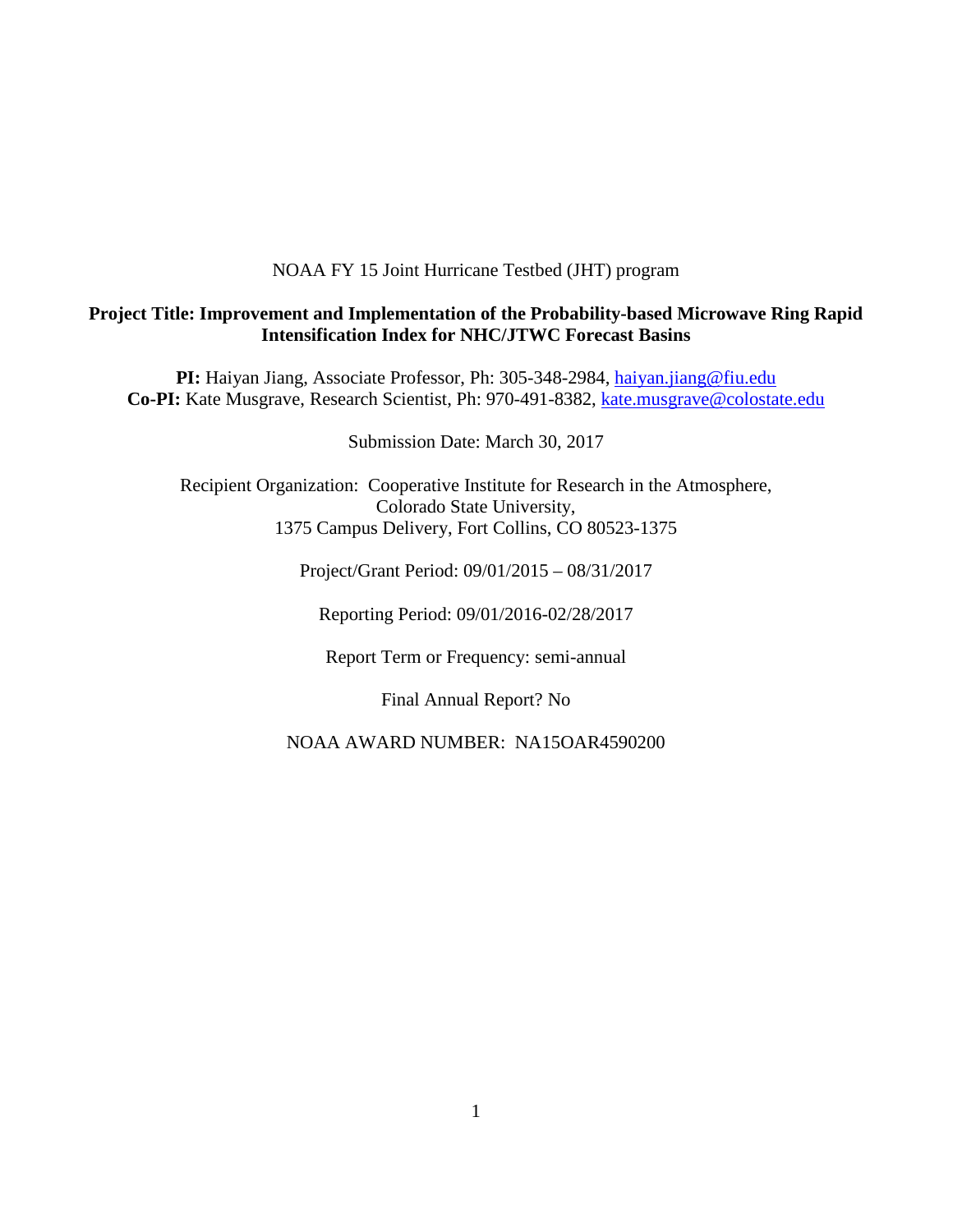NOAA FY 15 Joint Hurricane Testbed (JHT) program

**Project Title: Improvement and Implementation of the Probability-based Microwave Ring Rapid Intensification Index for NHC/JTWC Forecast Basins**

**PI:** Haiyan Jiang, Associate Professor, Ph: 305-348-2984, haiyan.jiang@fiu.edu
**Co-PI:** Kate Musgrave, Research Scientist, Ph: 970-491-8382, kate.musgrave@colostate.edu

Submission Date: March 30, 2017

Recipient Organization: Cooperative Institute for Research in the Atmosphere,
Colorado State University,
1375 Campus Delivery, Fort Collins, CO 80523-1375

Project/Grant Period: 09/01/2015 – 08/31/2017

Reporting Period: 09/01/2016-02/28/2017

Report Term or Frequency: semi-annual

Final Annual Report? No

NOAA AWARD NUMBER: NA15OAR4590200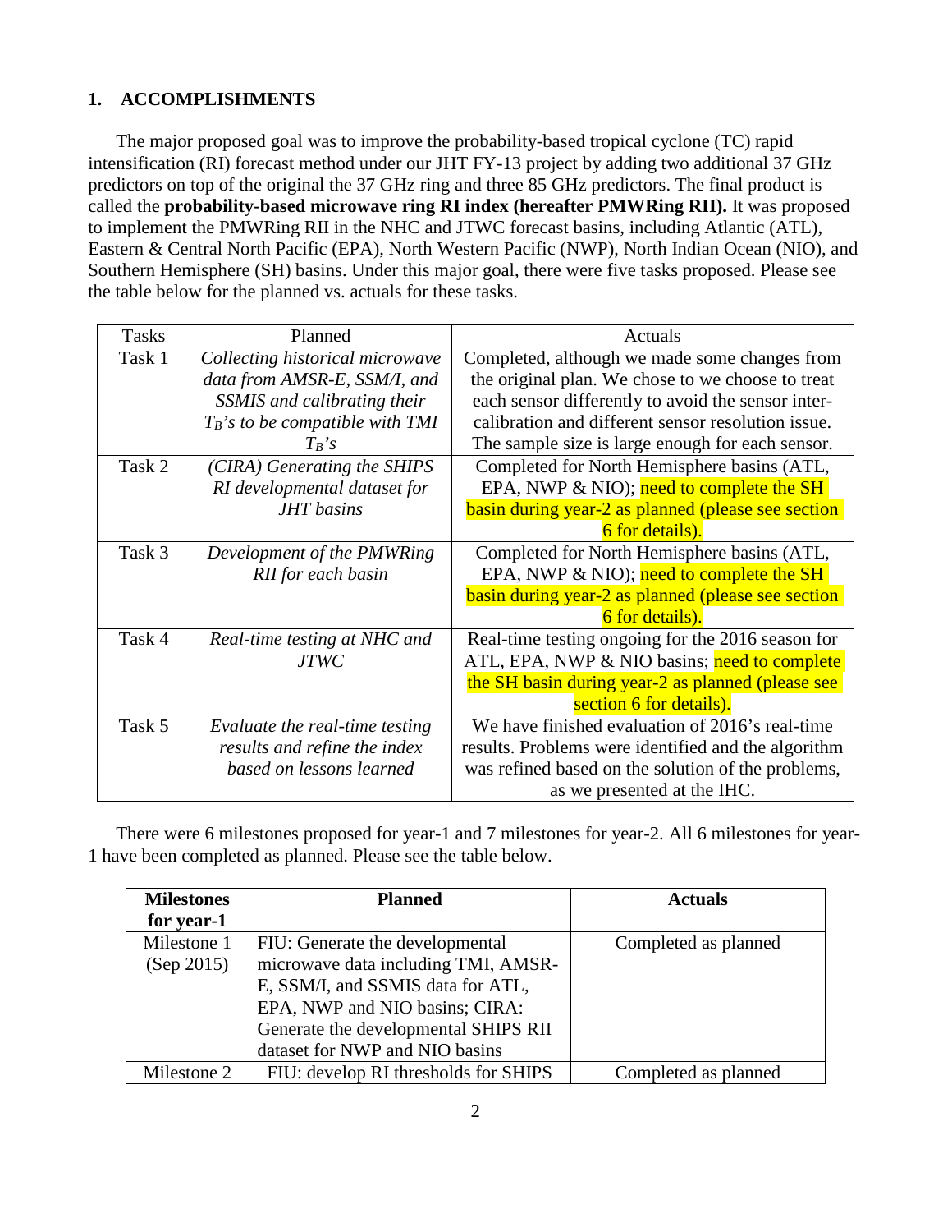## 1. ACCOMPLISHMENTS

The major proposed goal was to improve the probability-based tropical cyclone (TC) rapid intensification (RI) forecast method under our JHT FY-13 project by adding two additional 37 GHz predictors on top of the original the 37 GHz ring and three 85 GHz predictors. The final product is called the **probability-based microwave ring RI index (hereafter PMWRing RII).** It was proposed to implement the PMWRing RII in the NHC and JTWC forecast basins, including Atlantic (ATL), Eastern & Central North Pacific (EPA), North Western Pacific (NWP), North Indian Ocean (NIO), and Southern Hemisphere (SH) basins. Under this major goal, there were five tasks proposed. Please see the table below for the planned vs. actuals for these tasks.

| Tasks | Planned | Actuals |
|---|---|---|
| Task 1 | *Collecting historical microwave data from AMSR-E, SSM/I, and SSMIS and calibrating their $T_B$'s to be compatible with TMI $T_B$'s* | Completed, although we made some changes from the original plan. We chose to we choose to treat each sensor differently to avoid the sensor inter-calibration and different sensor resolution issue. The sample size is large enough for each sensor. |
| Task 2 | *(CIRA) Generating the SHIPS RI developmental dataset for JHT basins* | Completed for North Hemisphere basins (ATL, EPA, NWP & NIO); need to complete the SH basin during year-2 as planned (please see section 6 for details). |
| Task 3 | *Development of the PMWRing RII for each basin* | Completed for North Hemisphere basins (ATL, EPA, NWP & NIO); need to complete the SH basin during year-2 as planned (please see section 6 for details). |
| Task 4 | *Real-time testing at NHC and JTWC* | Real-time testing ongoing for the 2016 season for ATL, EPA, NWP & NIO basins; need to complete the SH basin during year-2 as planned (please see section 6 for details). |
| Task 5 | *Evaluate the real-time testing results and refine the index based on lessons learned* | We have finished evaluation of 2016's real-time results. Problems were identified and the algorithm was refined based on the solution of the problems, as we presented at the IHC. |

There were 6 milestones proposed for year-1 and 7 milestones for year-2. All 6 milestones for year-1 have been completed as planned. Please see the table below.

| **Milestones for year-1** | **Planned** | **Actuals** |
|---|---|---|
| Milestone 1 (Sep 2015) | FIU: Generate the developmental microwave data including TMI, AMSR-E, SSM/I, and SSMIS data for ATL, EPA, NWP and NIO basins; CIRA: Generate the developmental SHIPS RII dataset for NWP and NIO basins | Completed as planned |
| Milestone 2 | FIU: develop RI thresholds for SHIPS | Completed as planned |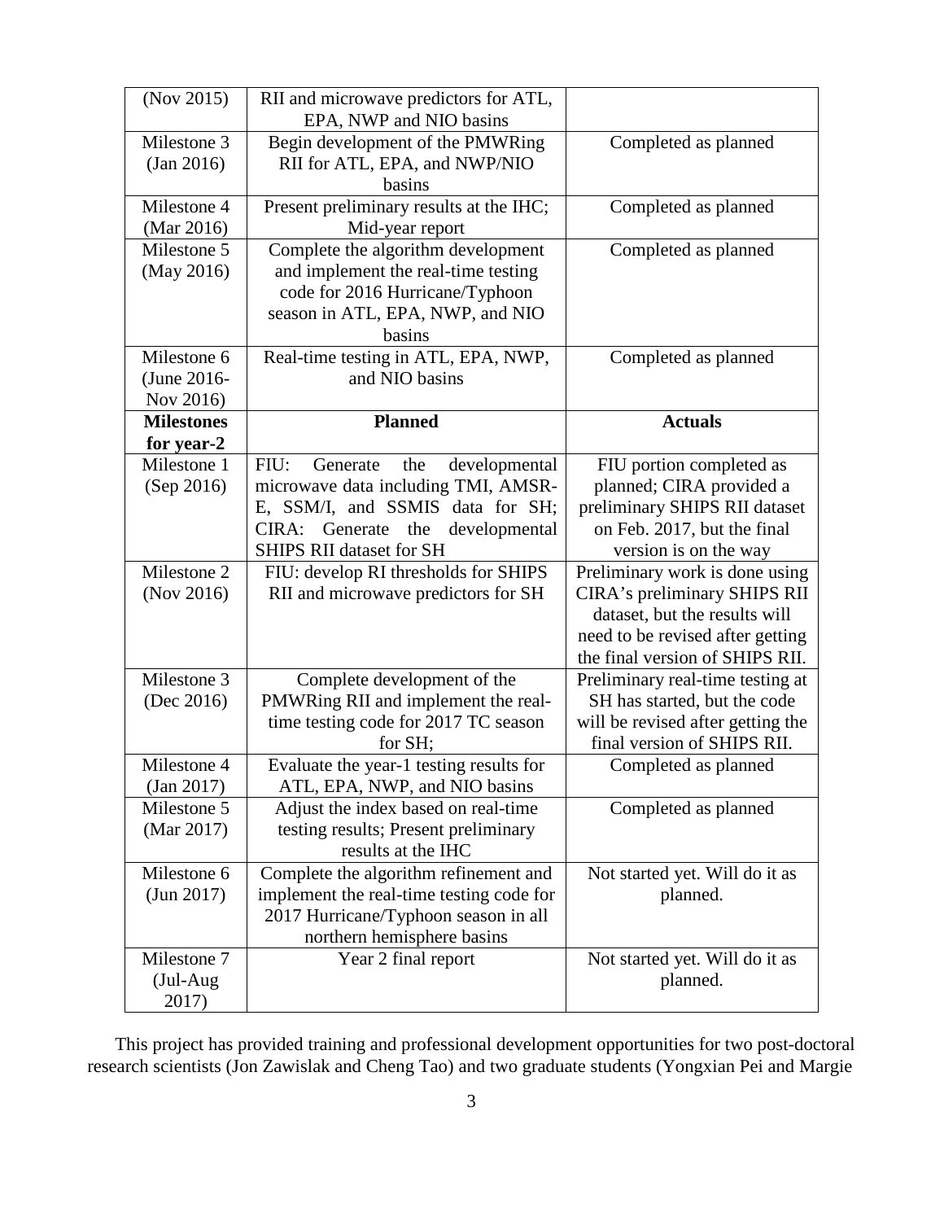| (Nov 2015) | RII and microwave predictors for ATL, EPA, NWP and NIO basins | |
|---|---|---|
| Milestone 3 (Jan 2016) | Begin development of the PMWRing RII for ATL, EPA, and NWP/NIO basins | Completed as planned |
| Milestone 4 (Mar 2016) | Present preliminary results at the IHC; Mid-year report | Completed as planned |
| Milestone 5 (May 2016) | Complete the algorithm development and implement the real-time testing code for 2016 Hurricane/Typhoon season in ATL, EPA, NWP, and NIO basins | Completed as planned |
| Milestone 6 (June 2016-Nov 2016) | Real-time testing in ATL, EPA, NWP, and NIO basins | Completed as planned |
| **Milestones for year-2** | **Planned** | **Actuals** |
| Milestone 1 (Sep 2016) | FIU: Generate the developmental microwave data including TMI, AMSR-E, SSM/I, and SSMIS data for SH; CIRA: Generate the developmental SHIPS RII dataset for SH | FIU portion completed as planned; CIRA provided a preliminary SHIPS RII dataset on Feb. 2017, but the final version is on the way |
| Milestone 2 (Nov 2016) | FIU: develop RI thresholds for SHIPS RII and microwave predictors for SH | Preliminary work is done using CIRA's preliminary SHIPS RII dataset, but the results will need to be revised after getting the final version of SHIPS RII. |
| Milestone 3 (Dec 2016) | Complete development of the PMWRing RII and implement the real-time testing code for 2017 TC season for SH; | Preliminary real-time testing at SH has started, but the code will be revised after getting the final version of SHIPS RII. |
| Milestone 4 (Jan 2017) | Evaluate the year-1 testing results for ATL, EPA, NWP, and NIO basins | Completed as planned |
| Milestone 5 (Mar 2017) | Adjust the index based on real-time testing results; Present preliminary results at the IHC | Completed as planned |
| Milestone 6 (Jun 2017) | Complete the algorithm refinement and implement the real-time testing code for 2017 Hurricane/Typhoon season in all northern hemisphere basins | Not started yet. Will do it as planned. |
| Milestone 7 (Jul-Aug 2017) | Year 2 final report | Not started yet. Will do it as planned. |

This project has provided training and professional development opportunities for two post-doctoral research scientists (Jon Zawislak and Cheng Tao) and two graduate students (Yongxian Pei and Margie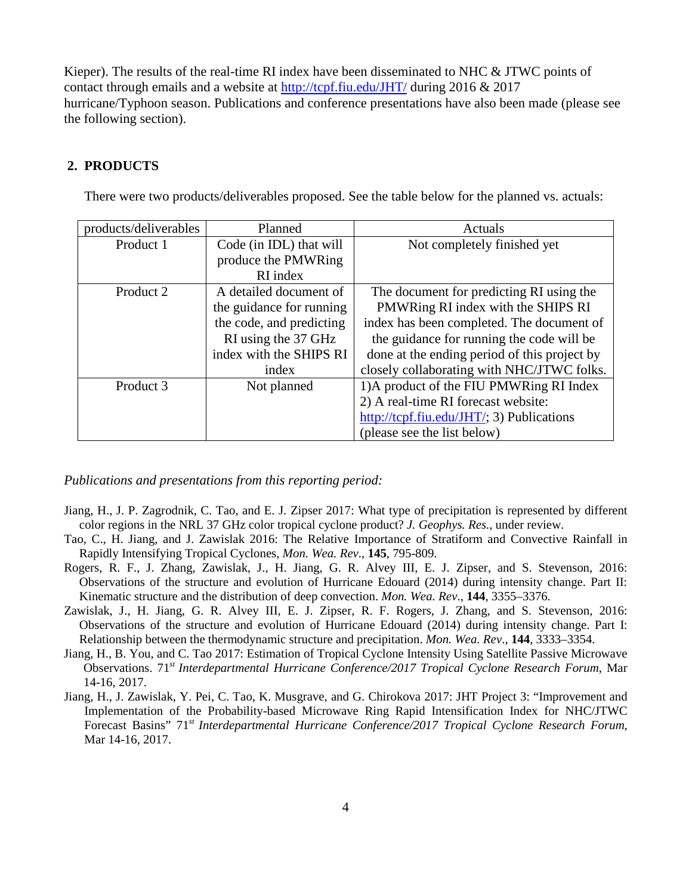Kieper). The results of the real-time RI index have been disseminated to NHC & JTWC points of contact through emails and a website at http://tcpf.fiu.edu/JHT/ during 2016 & 2017 hurricane/Typhoon season. Publications and conference presentations have also been made (please see the following section).

## 2. PRODUCTS

There were two products/deliverables proposed. See the table below for the planned vs. actuals:

| products/deliverables | Planned | Actuals |
|---|---|---|
| Product 1 | Code (in IDL) that will produce the PMWRing RI index | Not completely finished yet |
| Product 2 | A detailed document of the guidance for running the code, and predicting RI using the 37 GHz index with the SHIPS RI index | The document for predicting RI using the PMWRing RI index with the SHIPS RI index has been completed. The document of the guidance for running the code will be done at the ending period of this project by closely collaborating with NHC/JTWC folks. |
| Product 3 | Not planned | 1)A product of the FIU PMWRing RI Index 2) A real-time RI forecast website: http://tcpf.fiu.edu/JHT/; 3) Publications (please see the list below) |

*Publications and presentations from this reporting period:*

Jiang, H., J. P. Zagrodnik, C. Tao, and E. J. Zipser 2017: What type of precipitation is represented by different color regions in the NRL 37 GHz color tropical cyclone product? *J. Geophys. Res.*, under review.

Tao, C., H. Jiang, and J. Zawislak 2016: The Relative Importance of Stratiform and Convective Rainfall in Rapidly Intensifying Tropical Cyclones, *Mon. Wea. Rev*., **145**, 795-809.

Rogers, R. F., J. Zhang, Zawislak, J., H. Jiang, G. R. Alvey III, E. J. Zipser, and S. Stevenson, 2016: Observations of the structure and evolution of Hurricane Edouard (2014) during intensity change. Part II: Kinematic structure and the distribution of deep convection. *Mon. Wea. Rev*., **144**, 3355–3376.

Zawislak, J., H. Jiang, G. R. Alvey III, E. J. Zipser, R. F. Rogers, J. Zhang, and S. Stevenson, 2016: Observations of the structure and evolution of Hurricane Edouard (2014) during intensity change. Part I: Relationship between the thermodynamic structure and precipitation. *Mon. Wea. Rev*., **144**, 3333–3354.

Jiang, H., B. You, and C. Tao 2017: Estimation of Tropical Cyclone Intensity Using Satellite Passive Microwave Observations. 71st *Interdepartmental Hurricane Conference/2017 Tropical Cyclone Research Forum*, Mar 14-16, 2017.

Jiang, H., J. Zawislak, Y. Pei, C. Tao, K. Musgrave, and G. Chirokova 2017: JHT Project 3: "Improvement and Implementation of the Probability-based Microwave Ring Rapid Intensification Index for NHC/JTWC Forecast Basins" 71st *Interdepartmental Hurricane Conference/2017 Tropical Cyclone Research Forum*, Mar 14-16, 2017.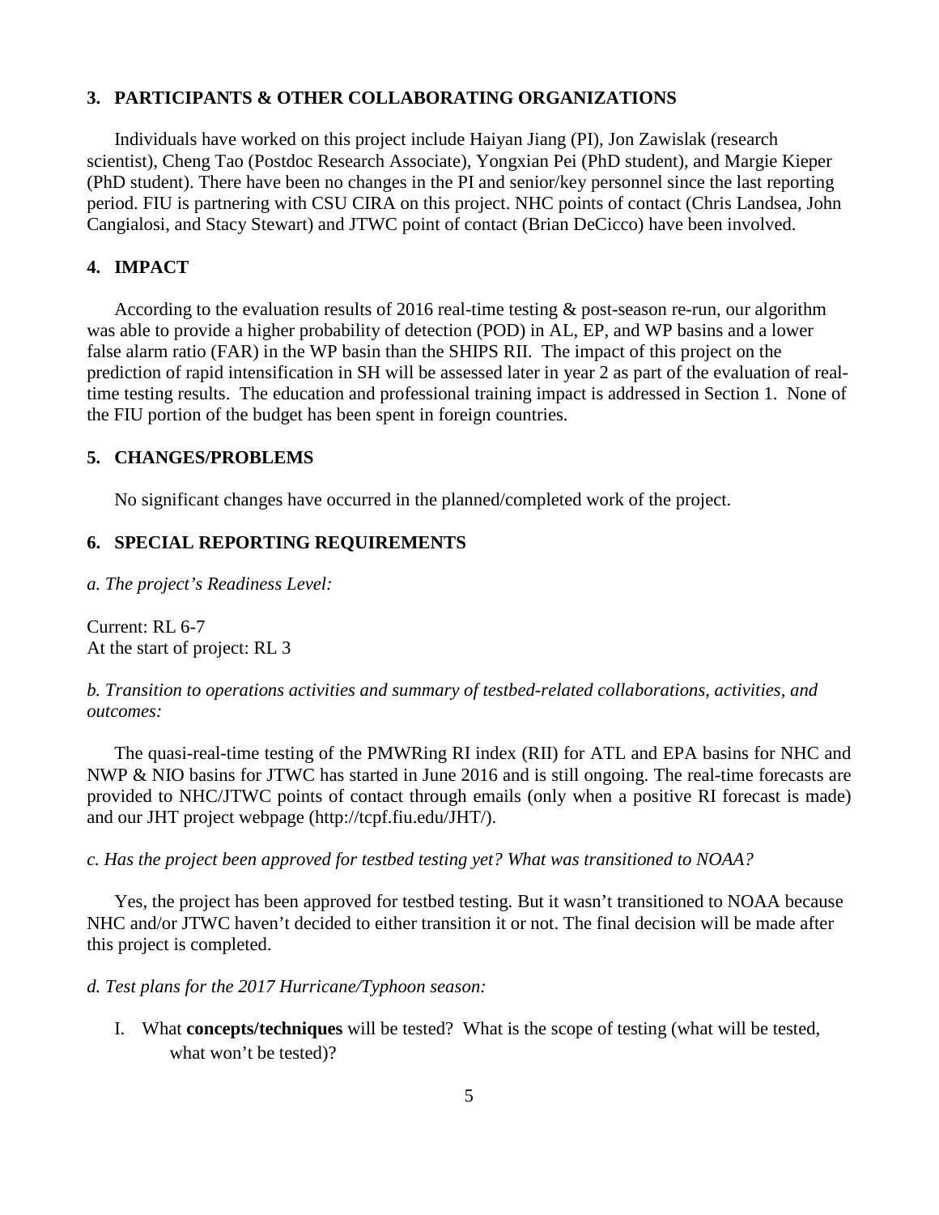## 3. PARTICIPANTS & OTHER COLLABORATING ORGANIZATIONS

Individuals have worked on this project include Haiyan Jiang (PI), Jon Zawislak (research scientist), Cheng Tao (Postdoc Research Associate), Yongxian Pei (PhD student), and Margie Kieper (PhD student). There have been no changes in the PI and senior/key personnel since the last reporting period. FIU is partnering with CSU CIRA on this project. NHC points of contact (Chris Landsea, John Cangialosi, and Stacy Stewart) and JTWC point of contact (Brian DeCicco) have been involved.

## 4. IMPACT

According to the evaluation results of 2016 real-time testing & post-season re-run, our algorithm was able to provide a higher probability of detection (POD) in AL, EP, and WP basins and a lower false alarm ratio (FAR) in the WP basin than the SHIPS RII. The impact of this project on the prediction of rapid intensification in SH will be assessed later in year 2 as part of the evaluation of real-time testing results. The education and professional training impact is addressed in Section 1. None of the FIU portion of the budget has been spent in foreign countries.

## 5. CHANGES/PROBLEMS

No significant changes have occurred in the planned/completed work of the project.

## 6. SPECIAL REPORTING REQUIREMENTS

*a. The project's Readiness Level:*

Current: RL 6-7
At the start of project: RL 3

*b. Transition to operations activities and summary of testbed-related collaborations, activities, and outcomes:*

The quasi-real-time testing of the PMWRing RI index (RII) for ATL and EPA basins for NHC and NWP & NIO basins for JTWC has started in June 2016 and is still ongoing. The real-time forecasts are provided to NHC/JTWC points of contact through emails (only when a positive RI forecast is made) and our JHT project webpage (http://tcpf.fiu.edu/JHT/).

*c. Has the project been approved for testbed testing yet? What was transitioned to NOAA?*

Yes, the project has been approved for testbed testing. But it wasn't transitioned to NOAA because NHC and/or JTWC haven't decided to either transition it or not. The final decision will be made after this project is completed.

*d. Test plans for the 2017 Hurricane/Typhoon season:*

I. What **concepts/techniques** will be tested? What is the scope of testing (what will be tested, what won't be tested)?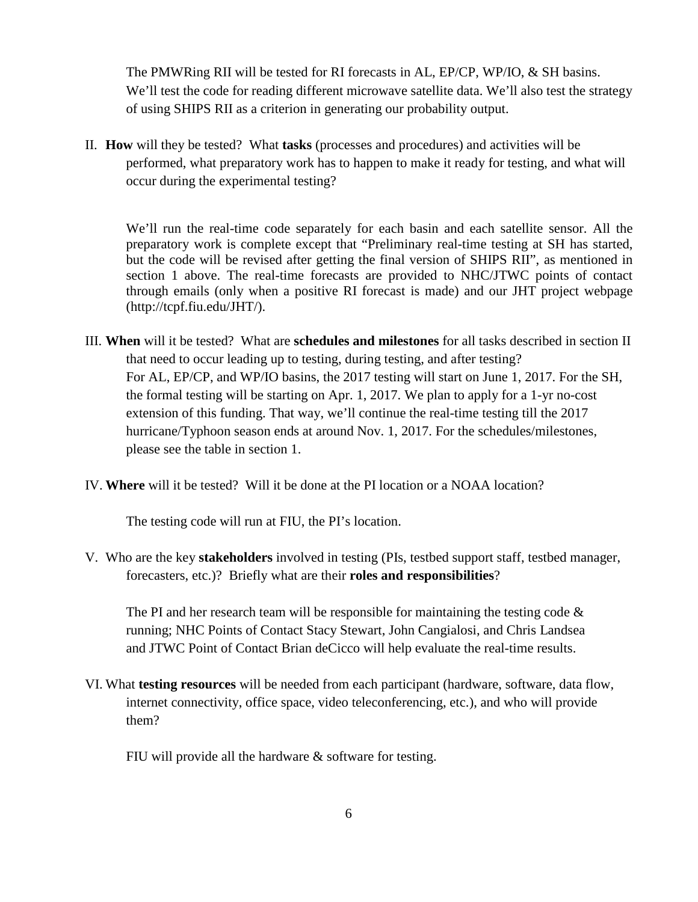The PMWRing RII will be tested for RI forecasts in AL, EP/CP, WP/IO, & SH basins. We'll test the code for reading different microwave satellite data. We'll also test the strategy of using SHIPS RII as a criterion in generating our probability output.

II. **How** will they be tested? What **tasks** (processes and procedures) and activities will be performed, what preparatory work has to happen to make it ready for testing, and what will occur during the experimental testing?

We'll run the real-time code separately for each basin and each satellite sensor. All the preparatory work is complete except that "Preliminary real-time testing at SH has started, but the code will be revised after getting the final version of SHIPS RII", as mentioned in section 1 above. The real-time forecasts are provided to NHC/JTWC points of contact through emails (only when a positive RI forecast is made) and our JHT project webpage (http://tcpf.fiu.edu/JHT/).

III. **When** will it be tested? What are **schedules and milestones** for all tasks described in section II that need to occur leading up to testing, during testing, and after testing?

For AL, EP/CP, and WP/IO basins, the 2017 testing will start on June 1, 2017. For the SH, the formal testing will be starting on Apr. 1, 2017. We plan to apply for a 1-yr no-cost extension of this funding. That way, we'll continue the real-time testing till the 2017 hurricane/Typhoon season ends at around Nov. 1, 2017. For the schedules/milestones, please see the table in section 1.

IV. **Where** will it be tested? Will it be done at the PI location or a NOAA location?

The testing code will run at FIU, the PI's location.

V. Who are the key **stakeholders** involved in testing (PIs, testbed support staff, testbed manager, forecasters, etc.)? Briefly what are their **roles and responsibilities**?

The PI and her research team will be responsible for maintaining the testing code & running; NHC Points of Contact Stacy Stewart, John Cangialosi, and Chris Landsea and JTWC Point of Contact Brian deCicco will help evaluate the real-time results.

VI. What **testing resources** will be needed from each participant (hardware, software, data flow, internet connectivity, office space, video teleconferencing, etc.), and who will provide them?

FIU will provide all the hardware & software for testing.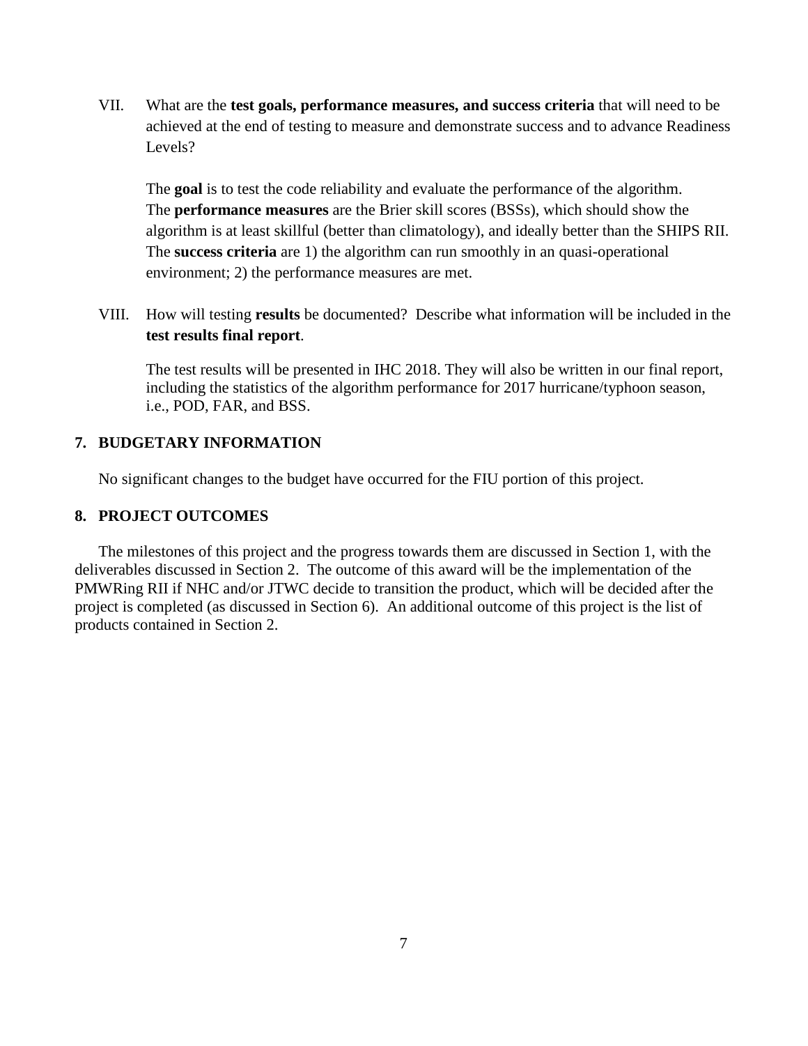VII. What are the **test goals, performance measures, and success criteria** that will need to be achieved at the end of testing to measure and demonstrate success and to advance Readiness Levels?

The **goal** is to test the code reliability and evaluate the performance of the algorithm. The **performance measures** are the Brier skill scores (BSSs), which should show the algorithm is at least skillful (better than climatology), and ideally better than the SHIPS RII. The **success criteria** are 1) the algorithm can run smoothly in an quasi-operational environment; 2) the performance measures are met.

VIII. How will testing **results** be documented? Describe what information will be included in the **test results final report**.

The test results will be presented in IHC 2018. They will also be written in our final report, including the statistics of the algorithm performance for 2017 hurricane/typhoon season, i.e., POD, FAR, and BSS.

## 7. BUDGETARY INFORMATION

No significant changes to the budget have occurred for the FIU portion of this project.

## 8. PROJECT OUTCOMES

The milestones of this project and the progress towards them are discussed in Section 1, with the deliverables discussed in Section 2. The outcome of this award will be the implementation of the PMWRing RII if NHC and/or JTWC decide to transition the product, which will be decided after the project is completed (as discussed in Section 6). An additional outcome of this project is the list of products contained in Section 2.